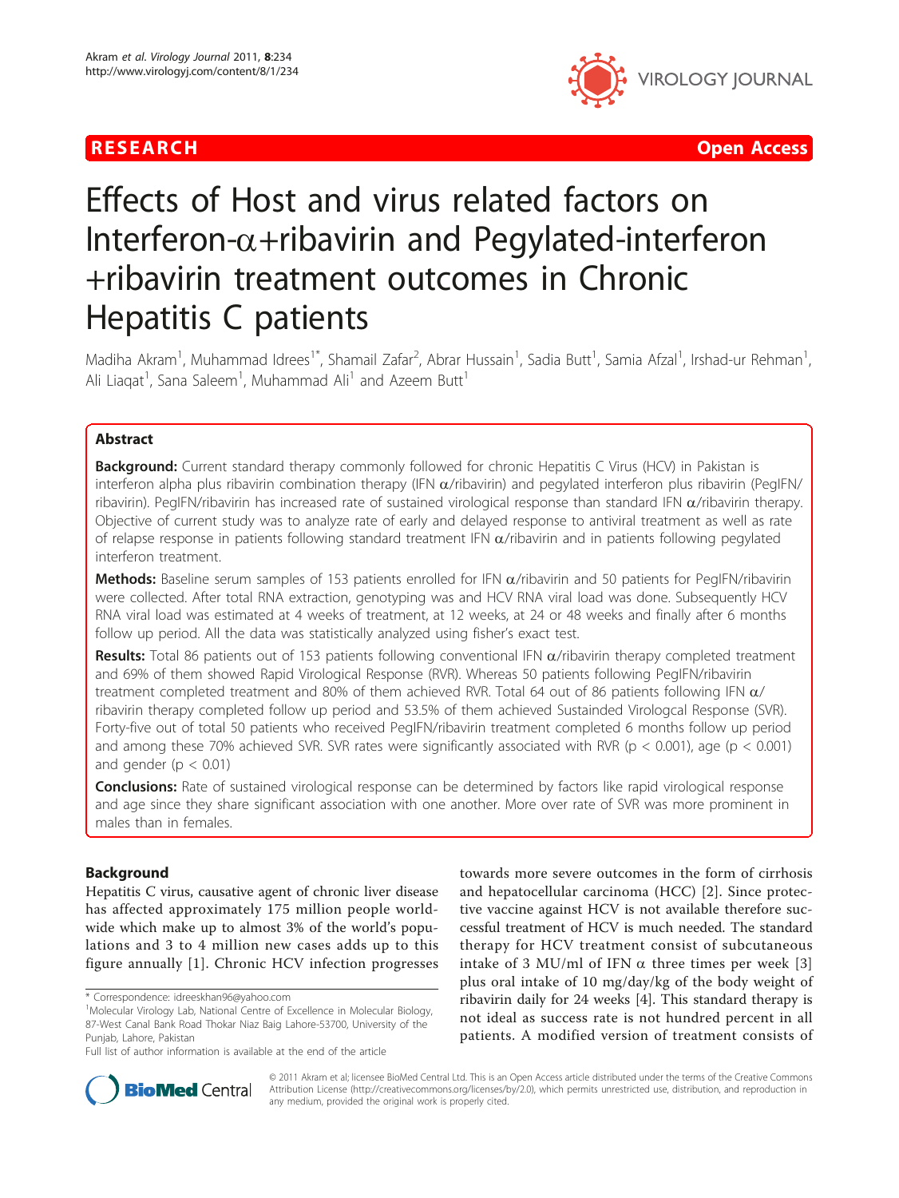RESEARCH Open Access

# Effects of Host and virus related factors on Interferon-α+ribavirin and Pegylated-interferon +ribavirin treatment outcomes in Chronic Hepatitis C patients

Madiha Akram[1], Muhammad Idrees[1*], Shamail Zafar[2], Abrar Hussain[1], Sadia Butt[1], Samia Afzal[1], Irshad-ur Rehman[1], Ali Liaqat[1], Sana Saleem[1], Muhammad Ali[1] and Azeem Butt[1]

## Abstract

**Background:** Current standard therapy commonly followed for chronic Hepatitis C Virus (HCV) in Pakistan is interferon alpha plus ribavirin combination therapy (IFN α/ribavirin) and pegylated interferon plus ribavirin (PegIFN/ribavirin). PegIFN/ribavirin has increased rate of sustained virological response than standard IFN α/ribavirin therapy. Objective of current study was to analyze rate of early and delayed response to antiviral treatment as well as rate of relapse response in patients following standard treatment IFN α/ribavirin and in patients following pegylated interferon treatment.

**Methods:** Baseline serum samples of 153 patients enrolled for IFN α/ribavirin and 50 patients for PegIFN/ribavirin were collected. After total RNA extraction, genotyping was and HCV RNA viral load was done. Subsequently HCV RNA viral load was estimated at 4 weeks of treatment, at 12 weeks, at 24 or 48 weeks and finally after 6 months follow up period. All the data was statistically analyzed using fisher's exact test.

**Results:** Total 86 patients out of 153 patients following conventional IFN α/ribavirin therapy completed treatment and 69% of them showed Rapid Virological Response (RVR). Whereas 50 patients following PegIFN/ribavirin treatment completed treatment and 80% of them achieved RVR. Total 64 out of 86 patients following IFN α/ribavirin therapy completed follow up period and 53.5% of them achieved Sustainded Virologcal Response (SVR). Forty-five out of total 50 patients who received PegIFN/ribavirin treatment completed 6 months follow up period and among these 70% achieved SVR. SVR rates were significantly associated with RVR ($p < 0.001$), age ($p < 0.001$) and gender ($p < 0.01$)

**Conclusions:** Rate of sustained virological response can be determined by factors like rapid virological response and age since they share significant association with one another. More over rate of SVR was more prominent in males than in females.

## Background

Hepatitis C virus, causative agent of chronic liver disease has affected approximately 175 million people worldwide which make up to almost 3% of the world's populations and 3 to 4 million new cases adds up to this figure annually [1]. Chronic HCV infection progresses towards more severe outcomes in the form of cirrhosis and hepatocellular carcinoma (HCC) [2]. Since protective vaccine against HCV is not available therefore successful treatment of HCV is much needed. The standard therapy for HCV treatment consist of subcutaneous intake of 3 MU/ml of IFN α three times per week [3] plus oral intake of 10 mg/day/kg of the body weight of ribavirin daily for 24 weeks [4]. This standard therapy is not ideal as success rate is not hundred percent in all patients. A modified version of treatment consists of

* Correspondence: idreeskhan96@yahoo.com
[1]Molecular Virology Lab, National Centre of Excellence in Molecular Biology, 87-West Canal Bank Road Thokar Niaz Baig Lahore-53700, University of the Punjab, Lahore, Pakistan

Full list of author information is available at the end of the article

© 2011 Akram et al; licensee BioMed Central Ltd. This is an Open Access article distributed under the terms of the Creative Commons Attribution License (http://creativecommons.org/licenses/by/2.0), which permits unrestricted use, distribution, and reproduction in any medium, provided the original work is properly cited.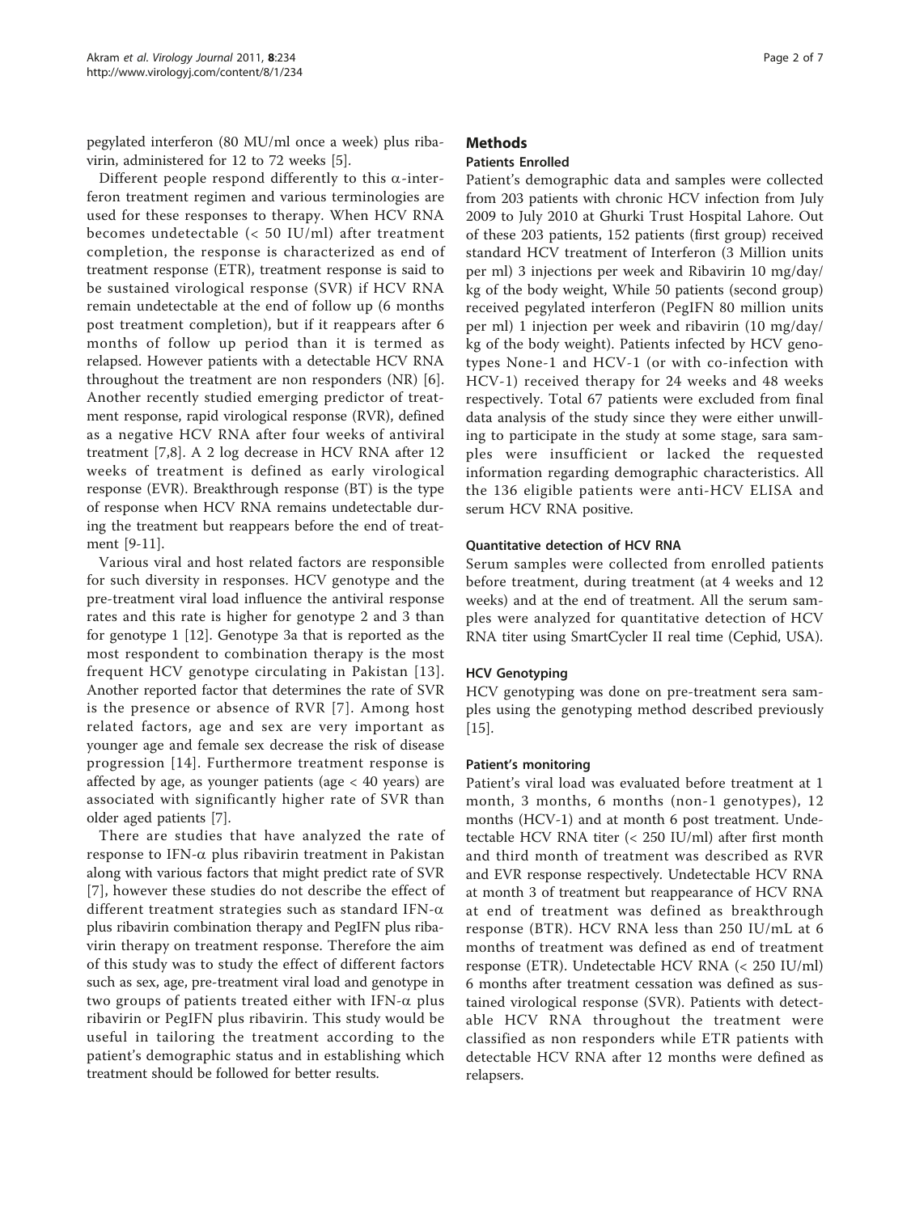pegylated interferon (80 MU/ml once a week) plus ribavirin, administered for 12 to 72 weeks [5].

Different people respond differently to this $\alpha$-interferon treatment regimen and various terminologies are used for these responses to therapy. When HCV RNA becomes undetectable (< 50 IU/ml) after treatment completion, the response is characterized as end of treatment response (ETR), treatment response is said to be sustained virological response (SVR) if HCV RNA remain undetectable at the end of follow up (6 months post treatment completion), but if it reappears after 6 months of follow up period than it is termed as relapsed. However patients with a detectable HCV RNA throughout the treatment are non responders (NR) [6]. Another recently studied emerging predictor of treatment response, rapid virological response (RVR), defined as a negative HCV RNA after four weeks of antiviral treatment [7,8]. A 2 log decrease in HCV RNA after 12 weeks of treatment is defined as early virological response (EVR). Breakthrough response (BT) is the type of response when HCV RNA remains undetectable during the treatment but reappears before the end of treatment [9-11].

Various viral and host related factors are responsible for such diversity in responses. HCV genotype and the pre-treatment viral load influence the antiviral response rates and this rate is higher for genotype 2 and 3 than for genotype 1 [12]. Genotype 3a that is reported as the most respondent to combination therapy is the most frequent HCV genotype circulating in Pakistan [13]. Another reported factor that determines the rate of SVR is the presence or absence of RVR [7]. Among host related factors, age and sex are very important as younger age and female sex decrease the risk of disease progression [14]. Furthermore treatment response is affected by age, as younger patients (age < 40 years) are associated with significantly higher rate of SVR than older aged patients [7].

There are studies that have analyzed the rate of response to IFN-$\alpha$ plus ribavirin treatment in Pakistan along with various factors that might predict rate of SVR [7], however these studies do not describe the effect of different treatment strategies such as standard IFN-$\alpha$ plus ribavirin combination therapy and PegIFN plus ribavirin therapy on treatment response. Therefore the aim of this study was to study the effect of different factors such as sex, age, pre-treatment viral load and genotype in two groups of patients treated either with IFN-$\alpha$ plus ribavirin or PegIFN plus ribavirin. This study would be useful in tailoring the treatment according to the patient's demographic status and in establishing which treatment should be followed for better results.

## Methods

### Patients Enrolled

Patient's demographic data and samples were collected from 203 patients with chronic HCV infection from July 2009 to July 2010 at Ghurki Trust Hospital Lahore. Out of these 203 patients, 152 patients (first group) received standard HCV treatment of Interferon (3 Million units per ml) 3 injections per week and Ribavirin 10 mg/day/kg of the body weight, While 50 patients (second group) received pegylated interferon (PegIFN 80 million units per ml) 1 injection per week and ribavirin (10 mg/day/kg of the body weight). Patients infected by HCV genotypes None-1 and HCV-1 (or with co-infection with HCV-1) received therapy for 24 weeks and 48 weeks respectively. Total 67 patients were excluded from final data analysis of the study since they were either unwilling to participate in the study at some stage, sara samples were insufficient or lacked the requested information regarding demographic characteristics. All the 136 eligible patients were anti-HCV ELISA and serum HCV RNA positive.

### Quantitative detection of HCV RNA

Serum samples were collected from enrolled patients before treatment, during treatment (at 4 weeks and 12 weeks) and at the end of treatment. All the serum samples were analyzed for quantitative detection of HCV RNA titer using SmartCycler II real time (Cephid, USA).

### HCV Genotyping

HCV genotyping was done on pre-treatment sera samples using the genotyping method described previously [15].

### Patient's monitoring

Patient's viral load was evaluated before treatment at 1 month, 3 months, 6 months (non-1 genotypes), 12 months (HCV-1) and at month 6 post treatment. Undetectable HCV RNA titer (< 250 IU/ml) after first month and third month of treatment was described as RVR and EVR response respectively. Undetectable HCV RNA at month 3 of treatment but reappearance of HCV RNA at end of treatment was defined as breakthrough response (BTR). HCV RNA less than 250 IU/mL at 6 months of treatment was defined as end of treatment response (ETR). Undetectable HCV RNA (< 250 IU/ml) 6 months after treatment cessation was defined as sustained virological response (SVR). Patients with detectable HCV RNA throughout the treatment were classified as non responders while ETR patients with detectable HCV RNA after 12 months were defined as relapsers.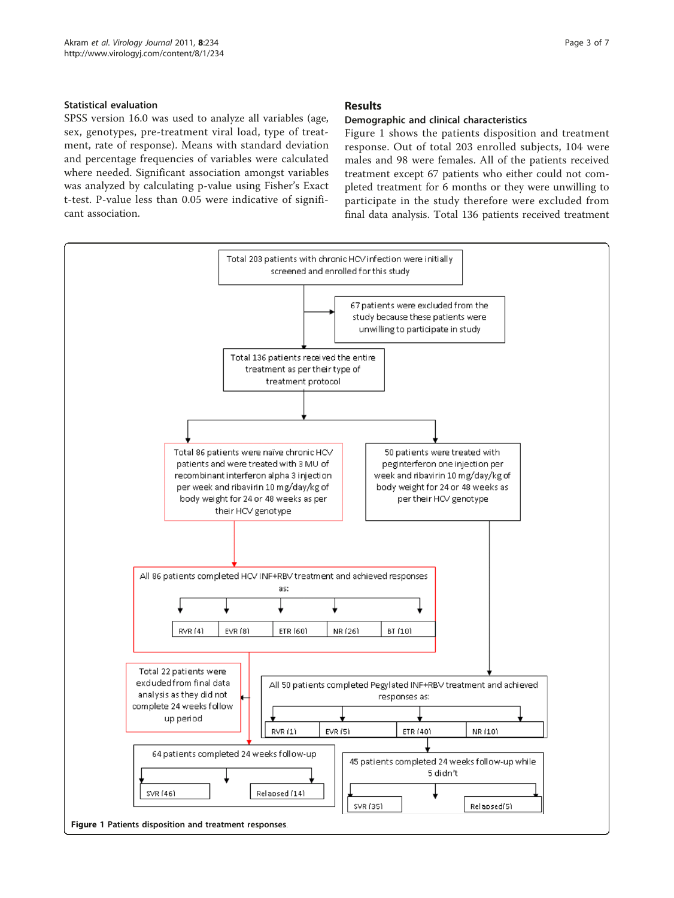### Statistical evaluation

SPSS version 16.0 was used to analyze all variables (age, sex, genotypes, pre-treatment viral load, type of treatment, rate of response). Means with standard deviation and percentage frequencies of variables were calculated where needed. Significant association amongst variables was analyzed by calculating p-value using Fisher's Exact t-test. P-value less than 0.05 were indicative of significant association.

## Results

### Demographic and clinical characteristics

Figure 1 shows the patients disposition and treatment response. Out of total 203 enrolled subjects, 104 were males and 98 were females. All of the patients received treatment except 67 patients who either could not completed treatment for 6 months or they were unwilling to participate in the study therefore were excluded from final data analysis. Total 136 patients received treatment

Total 203 patients with chronic HCV infection were initially screened and enrolled for this study

67 patients were excluded from the study because these patients were unwilling to participate in study

Total 136 patients received the entire treatment as per their type of treatment protocol

Total 86 patients were naïve chronic HCV patients and were treated with 3 MU of recombinant interferon alpha 3 injection per week and ribavirin 10 mg/day/kg of body weight for 24 or 48 weeks as per their HCV genotype

50 patients were treated with peginterferon one injection per week and ribavirin 10 mg/day/kg of body weight for 24 or 48 weeks as per their HCV genotype

All 86 patients completed HCV INF+RBV treatment and achieved responses as:

RVR (4) | EVR (8) | ETR (60) | NR (26) | BT (10)

Total 22 patients were excluded from final data analysis as they did not complete 24 weeks follow up period

All 50 patients completed Pegylated INF+RBV treatment and achieved responses as:

RVR (1) | EVR (5) | ETR (40) | NR (10)

64 patients completed 24 weeks follow-up

SVR (46) | Relapsed (14)

45 patients completed 24 weeks follow-up while 5 didn't

SVR (35) | Relapsed(5)

**Figure 1 Patients disposition and treatment responses.**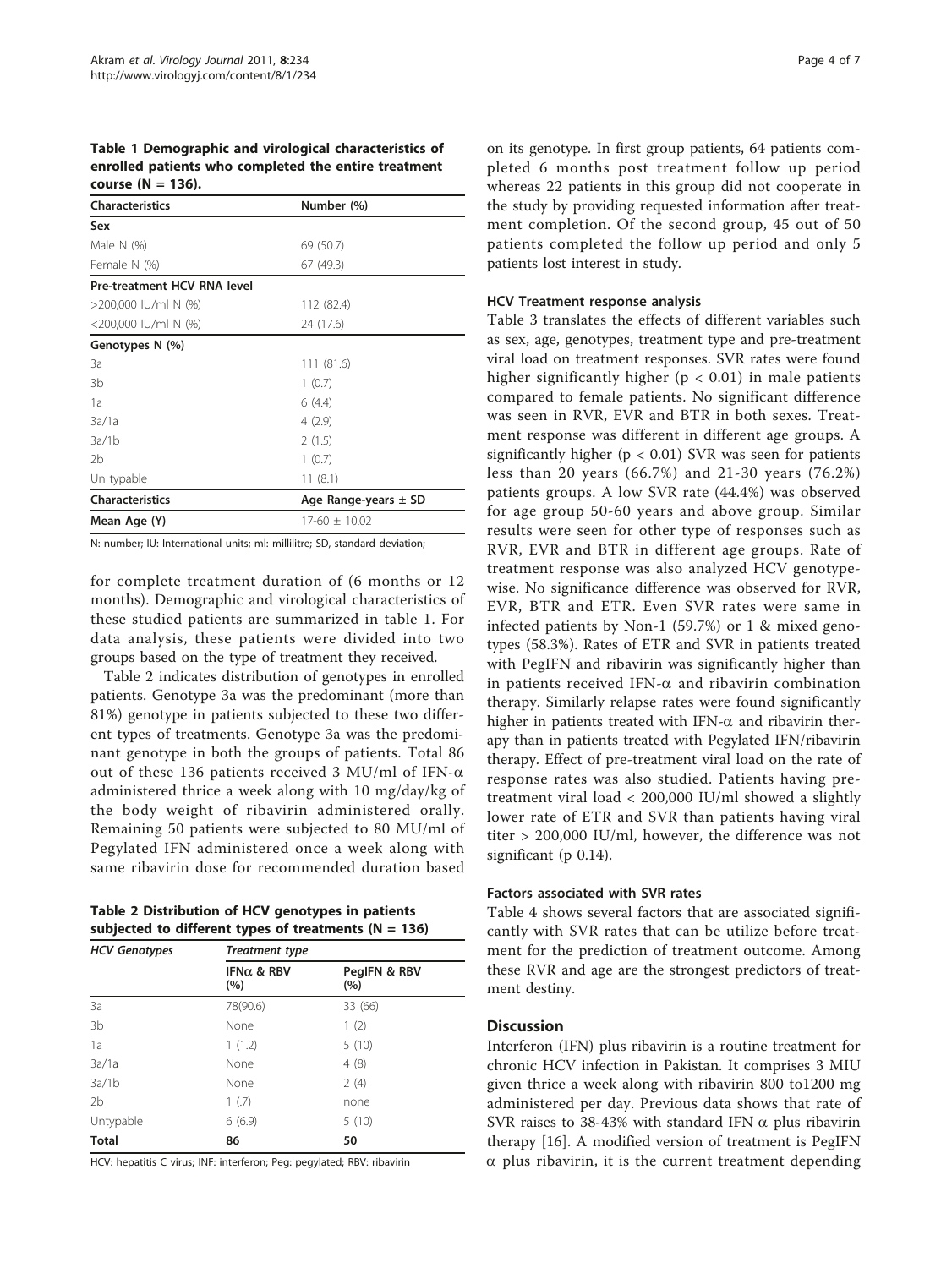**Table 1 Demographic and virological characteristics of enrolled patients who completed the entire treatment course (N = 136).**

| Characteristics | Number (%) |
|---|---|
| **Sex** | |
| Male N (%) | 69 (50.7) |
| Female N (%) | 67 (49.3) |
| **Pre-treatment HCV RNA level** | |
| >200,000 IU/ml N (%) | 112 (82.4) |
| <200,000 IU/ml N (%) | 24 (17.6) |
| **Genotypes N (%)** | |
| 3a | 111 (81.6) |
| 3b | 1 (0.7) |
| 1a | 6 (4.4) |
| 3a/1a | 4 (2.9) |
| 3a/1b | 2 (1.5) |
| 2b | 1 (0.7) |
| Un typable | 11 (8.1) |
| **Characteristics** | **Age Range-years ± SD** |
| **Mean Age (Y)** | 17-60 ± 10.02 |

N: number; IU: International units; ml: millilitre; SD, standard deviation;

for complete treatment duration of (6 months or 12 months). Demographic and virological characteristics of these studied patients are summarized in table 1. For data analysis, these patients were divided into two groups based on the type of treatment they received.

Table 2 indicates distribution of genotypes in enrolled patients. Genotype 3a was the predominant (more than 81%) genotype in patients subjected to these two different types of treatments. Genotype 3a was the predominant genotype in both the groups of patients. Total 86 out of these 136 patients received 3 MU/ml of IFN-α administered thrice a week along with 10 mg/day/kg of the body weight of ribavirin administered orally. Remaining 50 patients were subjected to 80 MU/ml of Pegylated IFN administered once a week along with same ribavirin dose for recommended duration based on its genotype. In first group patients, 64 patients completed 6 months post treatment follow up period whereas 22 patients in this group did not cooperate in the study by providing requested information after treatment completion. Of the second group, 45 out of 50 patients completed the follow up period and only 5 patients lost interest in study.

**Table 2 Distribution of HCV genotypes in patients subjected to different types of treatments (N = 136)**

| HCV Genotypes | Treatment type | |
|---|---|---|
| | IFNα & RBV (%) | PegIFN & RBV (%) |
| 3a | 78(90.6) | 33 (66) |
| 3b | None | 1 (2) |
| 1a | 1 (1.2) | 5 (10) |
| 3a/1a | None | 4 (8) |
| 3a/1b | None | 2 (4) |
| 2b | 1 (.7) | none |
| Untypable | 6 (6.9) | 5 (10) |
| **Total** | **86** | **50** |

HCV: hepatitis C virus; INF: interferon; Peg: pegylated; RBV: ribavirin

### HCV Treatment response analysis

Table 3 translates the effects of different variables such as sex, age, genotypes, treatment type and pre-treatment viral load on treatment responses. SVR rates were found higher significantly higher ($p < 0.01$) in male patients compared to female patients. No significant difference was seen in RVR, EVR and BTR in both sexes. Treatment response was different in different age groups. A significantly higher ($p < 0.01$) SVR was seen for patients less than 20 years (66.7%) and 21-30 years (76.2%) patients groups. A low SVR rate (44.4%) was observed for age group 50-60 years and above group. Similar results were seen for other type of responses such as RVR, EVR and BTR in different age groups. Rate of treatment response was also analyzed HCV genotype-wise. No significance difference was observed for RVR, EVR, BTR and ETR. Even SVR rates were same in infected patients by Non-1 (59.7%) or 1 & mixed genotypes (58.3%). Rates of ETR and SVR in patients treated with PegIFN and ribavirin was significantly higher than in patients received IFN-α and ribavirin combination therapy. Similarly relapse rates were found significantly higher in patients treated with IFN-α and ribavirin therapy than in patients treated with Pegylated IFN/ribavirin therapy. Effect of pre-treatment viral load on the rate of response rates was also studied. Patients having pre-treatment viral load < 200,000 IU/ml showed a slightly lower rate of ETR and SVR than patients having viral titer > 200,000 IU/ml, however, the difference was not significant (p 0.14).

### Factors associated with SVR rates

Table 4 shows several factors that are associated significantly with SVR rates that can be utilize before treatment for the prediction of treatment outcome. Among these RVR and age are the strongest predictors of treatment destiny.

## Discussion

Interferon (IFN) plus ribavirin is a routine treatment for chronic HCV infection in Pakistan. It comprises 3 MIU given thrice a week along with ribavirin 800 to1200 mg administered per day. Previous data shows that rate of SVR raises to 38-43% with standard IFN α plus ribavirin therapy [16]. A modified version of treatment is PegIFN α plus ribavirin, it is the current treatment depending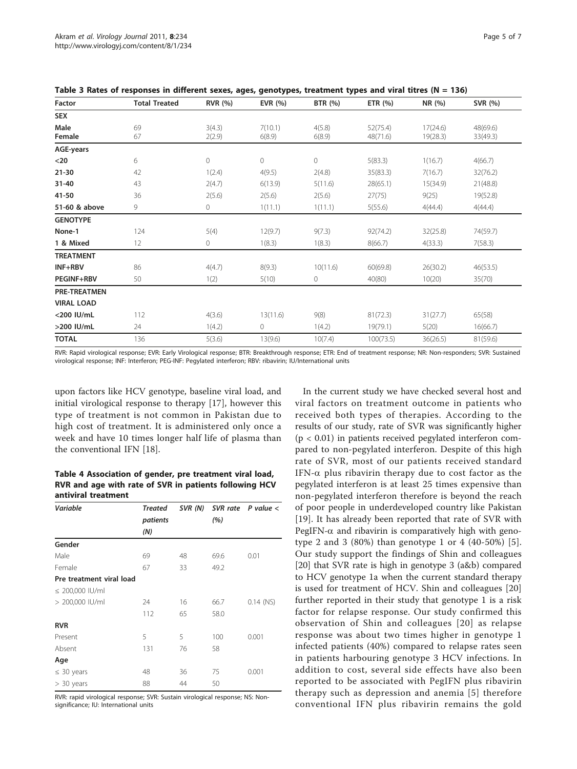**Table 3 Rates of responses in different sexes, ages, genotypes, treatment types and viral titres (N = 136)**

| Factor | Total Treated | RVR (%) | EVR (%) | BTR (%) | ETR (%) | NR (%) | SVR (%) |
|---|---|---|---|---|---|---|---|
| **SEX** | | | | | | | |
| **Male** | 69 | 3(4.3) | 7(10.1) | 4(5.8) | 52(75.4) | 17(24.6) | 48(69.6) |
| **Female** | 67 | 2(2.9) | 6(8.9) | 6(8.9) | 48(71.6) | 19(28.3) | 33(49.3) |
| **AGE-years** | | | | | | | |
| **<20** | 6 | 0 | 0 | 0 | 5(83.3) | 1(16.7) | 4(66.7) |
| **21-30** | 42 | 1(2.4) | 4(9.5) | 2(4.8) | 35(83.3) | 7(16.7) | 32(76.2) |
| **31-40** | 43 | 2(4.7) | 6(13.9) | 5(11.6) | 28(65.1) | 15(34.9) | 21(48.8) |
| **41-50** | 36 | 2(5.6) | 2(5.6) | 2(5.6) | 27(75) | 9(25) | 19(52.8) |
| **51-60 & above** | 9 | 0 | 1(11.1) | 1(11.1) | 5(55.6) | 4(44.4) | 4(44.4) |
| **GENOTYPE** | | | | | | | |
| **None-1** | 124 | 5(4) | 12(9.7) | 9(7.3) | 92(74.2) | 32(25.8) | 74(59.7) |
| **1 & Mixed** | 12 | 0 | 1(8.3) | 1(8.3) | 8(66.7) | 4(33.3) | 7(58.3) |
| **TREATMENT** | | | | | | | |
| **INF+RBV** | 86 | 4(4.7) | 8(9.3) | 10(11.6) | 60(69.8) | 26(30.2) | 46(53.5) |
| **PEGINF+RBV** | 50 | 1(2) | 5(10) | 0 | 40(80) | 10(20) | 35(70) |
| **PRE-TREATMEN VIRAL LOAD** | | | | | | | |
| **<200 IU/mL** | 112 | 4(3.6) | 13(11.6) | 9(8) | 81(72.3) | 31(27.7) | 65(58) |
| **>200 IU/mL** | 24 | 1(4.2) | 0 | 1(4.2) | 19(79.1) | 5(20) | 16(66.7) |
| **TOTAL** | 136 | 5(3.6) | 13(9.6) | 10(7.4) | 100(73.5) | 36(26.5) | 81(59.6) |

RVR: Rapid virological response; EVR: Early Virological response; BTR: Breakthrough response; ETR: End of treatment response; NR: Non-responders; SVR: Sustained virological response; INF: Interferon; PEG-INF: Pegylated interferon; RBV: ribavirin; IU/International units

upon factors like HCV genotype, baseline viral load, and initial virological response to therapy [17], however this type of treatment is not common in Pakistan due to high cost of treatment. It is administered only once a week and have 10 times longer half life of plasma than the conventional IFN [18].

**Table 4 Association of gender, pre treatment viral load, RVR and age with rate of SVR in patients following HCV antiviral treatment**

| *Variable* | *Treated patients (N)* | *SVR (N)* | *SVR rate (%)* | *P value <* |
|---|---|---|---|---|
| **Gender** | | | | |
| Male | 69 | 48 | 69.6 | 0.01 |
| Female | 67 | 33 | 49.2 | |
| **Pre treatment viral load** | | | | |
| ≤ 200,000 IU/ml | | | | |
| > 200,000 IU/ml | 24 | 16 | 66.7 | 0.14 (NS) |
| | 112 | 65 | 58.0 | |
| **RVR** | | | | |
| Present | 5 | 5 | 100 | 0.001 |
| Absent | 131 | 76 | 58 | |
| **Age** | | | | |
| ≤ 30 years | 48 | 36 | 75 | 0.001 |
| > 30 years | 88 | 44 | 50 | |

RVR: rapid virological response; SVR: Sustain virological response; NS: Non-significance; IU: International units

In the current study we have checked several host and viral factors on treatment outcome in patients who received both types of therapies. According to the results of our study, rate of SVR was significantly higher ($p < 0.01$) in patients received pegylated interferon compared to non-pegylated interferon. Despite of this high rate of SVR, most of our patients received standard IFN-$\alpha$ plus ribavirin therapy due to cost factor as the pegylated interferon is at least 25 times expensive than non-pegylated interferon therefore is beyond the reach of poor people in underdeveloped country like Pakistan [19]. It has already been reported that rate of SVR with PegIFN-$\alpha$ and ribavirin is comparatively high with genotype 2 and 3 (80%) than genotype 1 or 4 (40-50%) [5]. Our study support the findings of Shin and colleagues [20] that SVR rate is high in genotype 3 (a&b) compared to HCV genotype 1a when the current standard therapy is used for treatment of HCV. Shin and colleagues [20] further reported in their study that genotype 1 is a risk factor for relapse response. Our study confirmed this observation of Shin and colleagues [20] as relapse response was about two times higher in genotype 1 infected patients (40%) compared to relapse rates seen in patients harbouring genotype 3 HCV infections. In addition to cost, several side effects have also been reported to be associated with PegIFN plus ribavirin therapy such as depression and anemia [5] therefore conventional IFN plus ribavirin remains the gold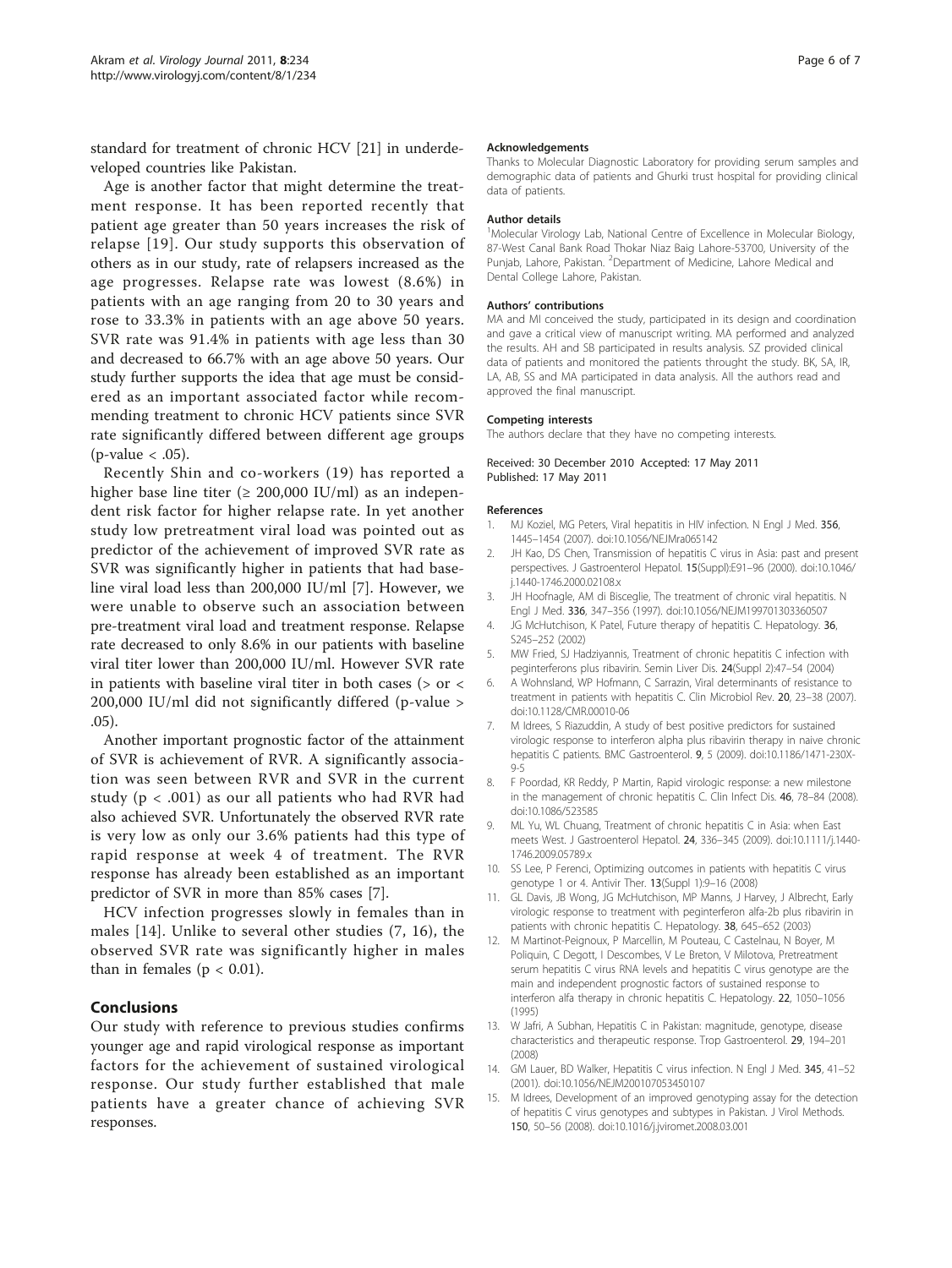standard for treatment of chronic HCV [21] in underdeveloped countries like Pakistan.

Age is another factor that might determine the treatment response. It has been reported recently that patient age greater than 50 years increases the risk of relapse [19]. Our study supports this observation of others as in our study, rate of relapsers increased as the age progresses. Relapse rate was lowest (8.6%) in patients with an age ranging from 20 to 30 years and rose to 33.3% in patients with an age above 50 years. SVR rate was 91.4% in patients with age less than 30 and decreased to 66.7% with an age above 50 years. Our study further supports the idea that age must be considered as an important associated factor while recommending treatment to chronic HCV patients since SVR rate significantly differed between different age groups ($p$-value < .05).

Recently Shin and co-workers (19) has reported a higher base line titer (≥ 200,000 IU/ml) as an independent risk factor for higher relapse rate. In yet another study low pretreatment viral load was pointed out as predictor of the achievement of improved SVR rate as SVR was significantly higher in patients that had baseline viral load less than 200,000 IU/ml [7]. However, we were unable to observe such an association between pre-treatment viral load and treatment response. Relapse rate decreased to only 8.6% in our patients with baseline viral titer lower than 200,000 IU/ml. However SVR rate in patients with baseline viral titer in both cases (> or < 200,000 IU/ml did not significantly differed ($p$-value > .05).

Another important prognostic factor of the attainment of SVR is achievement of RVR. A significantly association was seen between RVR and SVR in the current study ($p$ < .001) as our all patients who had RVR had also achieved SVR. Unfortunately the observed RVR rate is very low as only our 3.6% patients had this type of rapid response at week 4 of treatment. The RVR response has already been established as an important predictor of SVR in more than 85% cases [7].

HCV infection progresses slowly in females than in males [14]. Unlike to several other studies (7, 16), the observed SVR rate was significantly higher in males than in females ($p$ < 0.01).

## Conclusions

Our study with reference to previous studies confirms younger age and rapid virological response as important factors for the achievement of sustained virological response. Our study further established that male patients have a greater chance of achieving SVR responses.

### Acknowledgements

Thanks to Molecular Diagnostic Laboratory for providing serum samples and demographic data of patients and Ghurki trust hospital for providing clinical data of patients.

### Author details

[1]Molecular Virology Lab, National Centre of Excellence in Molecular Biology, 87-West Canal Bank Road Thokar Niaz Baig Lahore-53700, University of the Punjab, Lahore, Pakistan. [2]Department of Medicine, Lahore Medical and Dental College Lahore, Pakistan.

### Authors' contributions

MA and MI conceived the study, participated in its design and coordination and gave a critical view of manuscript writing. MA performed and analyzed the results. AH and SB participated in results analysis. SZ provided clinical data of patients and monitored the patients throught the study. BK, SA, IR, LA, AB, SS and MA participated in data analysis. All the authors read and approved the final manuscript.

### Competing interests

The authors declare that they have no competing interests.

Received: 30 December 2010 Accepted: 17 May 2011
Published: 17 May 2011

### References

1. MJ Koziel, MG Peters, Viral hepatitis in HIV infection. N Engl J Med. 356, 1445–1454 (2007). doi:10.1056/NEJMra065142
2. JH Kao, DS Chen, Transmission of hepatitis C virus in Asia: past and present perspectives. J Gastroenterol Hepatol. 15(Suppl):E91–96 (2000). doi:10.1046/j.1440-1746.2000.02108.x
3. JH Hoofnagle, AM di Bisceglie, The treatment of chronic viral hepatitis. N Engl J Med. 336, 347–356 (1997). doi:10.1056/NEJM199701303360507
4. JG McHutchison, K Patel, Future therapy of hepatitis C. Hepatology. 36, S245–252 (2002)
5. MW Fried, SJ Hadziyannis, Treatment of chronic hepatitis C infection with peginterferons plus ribavirin. Semin Liver Dis. 24(Suppl 2):47–54 (2004)
6. A Wohnsland, WP Hofmann, C Sarrazin, Viral determinants of resistance to treatment in patients with hepatitis C. Clin Microbiol Rev. 20, 23–38 (2007). doi:10.1128/CMR.00010-06
7. M Idrees, S Riazuddin, A study of best positive predictors for sustained virologic response to interferon alpha plus ribavirin therapy in naive chronic hepatitis C patients. BMC Gastroenterol. 9, 5 (2009). doi:10.1186/1471-230X-9-5
8. F Poordad, KR Reddy, P Martin, Rapid virologic response: a new milestone in the management of chronic hepatitis C. Clin Infect Dis. 46, 78–84 (2008). doi:10.1086/523585
9. ML Yu, WL Chuang, Treatment of chronic hepatitis C in Asia: when East meets West. J Gastroenterol Hepatol. 24, 336–345 (2009). doi:10.1111/j.1440-1746.2009.05789.x
10. SS Lee, P Ferenci, Optimizing outcomes in patients with hepatitis C virus genotype 1 or 4. Antivir Ther. 13(Suppl 1):9–16 (2008)
11. GL Davis, JB Wong, JG McHutchison, MP Manns, J Harvey, J Albrecht, Early virologic response to treatment with peginterferon alfa-2b plus ribavirin in patients with chronic hepatitis C. Hepatology. 38, 645–652 (2003)
12. M Martinot-Peignoux, P Marcellin, M Pouteau, C Castelnau, N Boyer, M Poliquin, C Degott, I Descombes, V Le Breton, V Milotova, Pretreatment serum hepatitis C virus RNA levels and hepatitis C virus genotype are the main and independent prognostic factors of sustained response to interferon alfa therapy in chronic hepatitis C. Hepatology. 22, 1050–1056 (1995)
13. W Jafri, A Subhan, Hepatitis C in Pakistan: magnitude, genotype, disease characteristics and therapeutic response. Trop Gastroenterol. 29, 194–201 (2008)
14. GM Lauer, BD Walker, Hepatitis C virus infection. N Engl J Med. 345, 41–52 (2001). doi:10.1056/NEJM200107053450107
15. M Idrees, Development of an improved genotyping assay for the detection of hepatitis C virus genotypes and subtypes in Pakistan. J Virol Methods. 150, 50–56 (2008). doi:10.1016/j.jviromet.2008.03.001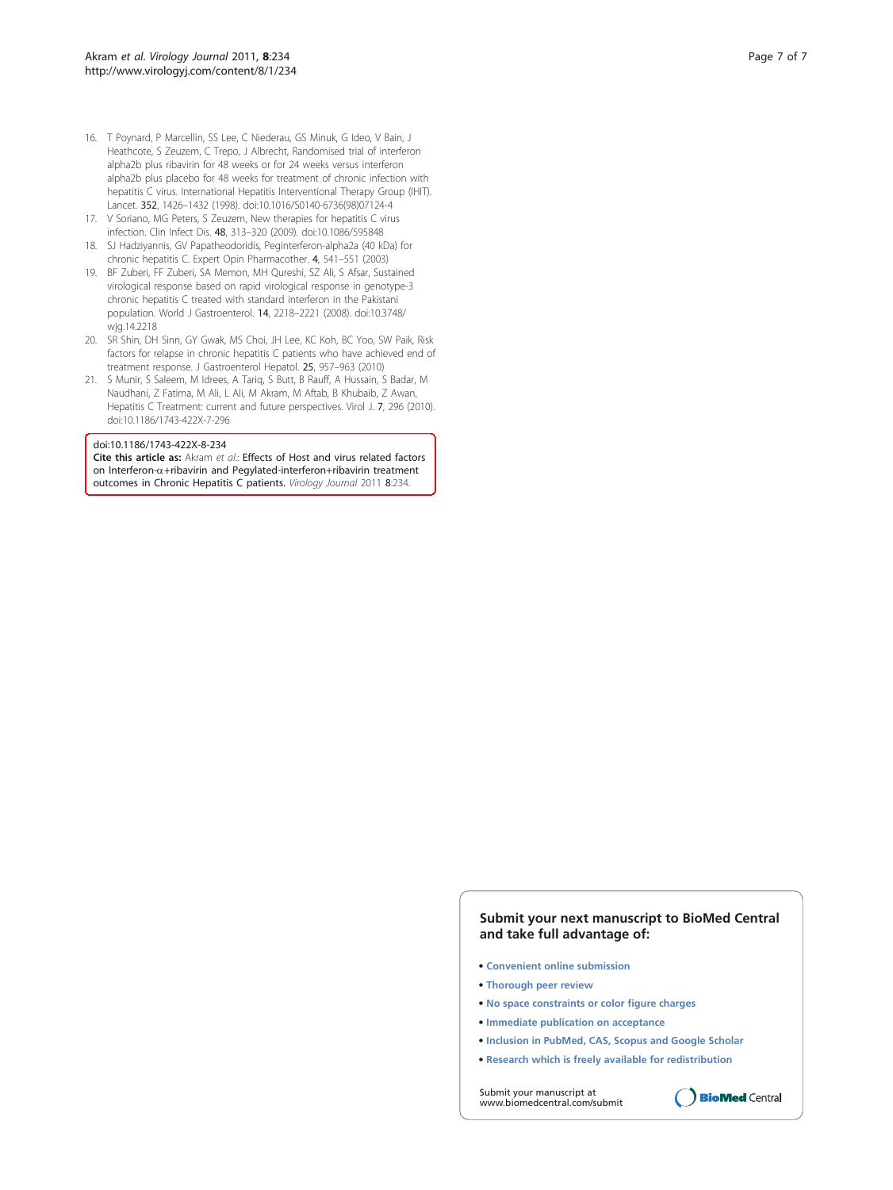16. T Poynard, P Marcellin, SS Lee, C Niederau, GS Minuk, G Ideo, V Bain, J Heathcote, S Zeuzem, C Trepo, J Albrecht, Randomised trial of interferon alpha2b plus ribavirin for 48 weeks or for 24 weeks versus interferon alpha2b plus placebo for 48 weeks for treatment of chronic infection with hepatitis C virus. International Hepatitis Interventional Therapy Group (IHIT). Lancet. **352**, 1426–1432 (1998). doi:10.1016/S0140-6736(98)07124-4
17. V Soriano, MG Peters, S Zeuzem, New therapies for hepatitis C virus infection. Clin Infect Dis. **48**, 313–320 (2009). doi:10.1086/595848
18. SJ Hadziyannis, GV Papatheodoridis, Peginterferon-alpha2a (40 kDa) for chronic hepatitis C. Expert Opin Pharmacother. **4**, 541–551 (2003)
19. BF Zuberi, FF Zuberi, SA Memon, MH Qureshi, SZ Ali, S Afsar, Sustained virological response based on rapid virological response in genotype-3 chronic hepatitis C treated with standard interferon in the Pakistani population. World J Gastroenterol. **14**, 2218–2221 (2008). doi:10.3748/wjg.14.2218
20. SR Shin, DH Sinn, GY Gwak, MS Choi, JH Lee, KC Koh, BC Yoo, SW Paik, Risk factors for relapse in chronic hepatitis C patients who have achieved end of treatment response. J Gastroenterol Hepatol. **25**, 957–963 (2010)
21. S Munir, S Saleem, M Idrees, A Tariq, S Butt, B Rauff, A Hussain, S Badar, M Naudhani, Z Fatima, M Ali, L Ali, M Akram, M Aftab, B Khubaib, Z Awan, Hepatitis C Treatment: current and future perspectives. Virol J. **7**, 296 (2010). doi:10.1186/1743-422X-7-296

doi:10.1186/1743-422X-8-234
**Cite this article as:** Akram *et al.*: Effects of Host and virus related factors on Interferon-$\alpha$+ribavirin and Pegylated-interferon+ribavirin treatment outcomes in Chronic Hepatitis C patients. *Virology Journal* 2011 **8**:234.

**Submit your next manuscript to BioMed Central and take full advantage of:**

- Convenient online submission
- Thorough peer review
- No space constraints or color figure charges
- Immediate publication on acceptance
- Inclusion in PubMed, CAS, Scopus and Google Scholar
- Research which is freely available for redistribution

Submit your manuscript at
www.biomedcentral.com/submit

BioMed Central